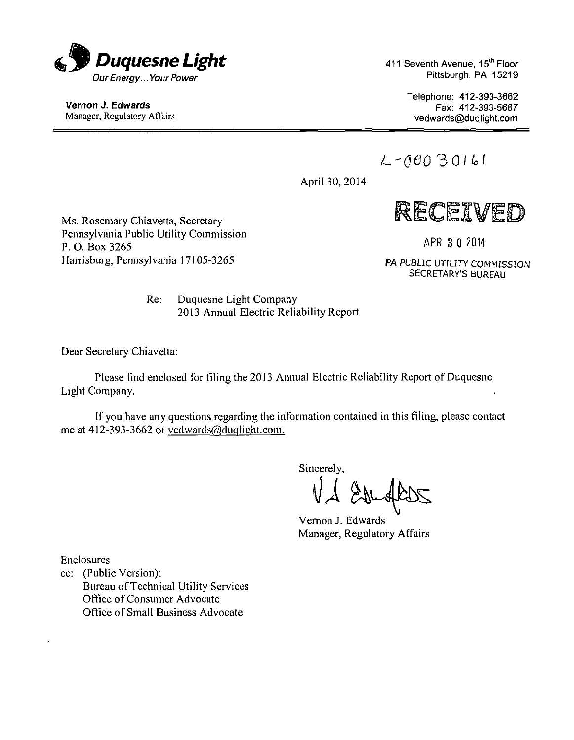**Duquesne Light**
*Our Energy... Your Power*

**Vernon J. Edwards**
Manager, Regulatory Affairs

411 Seventh Avenue, 15th Floor
Pittsburgh, PA 15219

Telephone: 412-393-3662
Fax: 412-393-5687
vedwards@duqlight.com

L-00030161

April 30, 2014

RECEIVED

APR 30 2014

PA PUBLIC UTILITY COMMISSION
SECRETARY'S BUREAU

Ms. Rosemary Chiavetta, Secretary
Pennsylvania Public Utility Commission
P. O. Box 3265
Harrisburg, Pennsylvania 17105-3265

Re: Duquesne Light Company
2013 Annual Electric Reliability Report

Dear Secretary Chiavetta:

Please find enclosed for filing the 2013 Annual Electric Reliability Report of Duquesne Light Company.

If you have any questions regarding the information contained in this filing, please contact me at 412-393-3662 or vedwards@duqlight.com.

Sincerely,

Vernon J. Edwards
Manager, Regulatory Affairs

Enclosures
cc: (Public Version):
Bureau of Technical Utility Services
Office of Consumer Advocate
Office of Small Business Advocate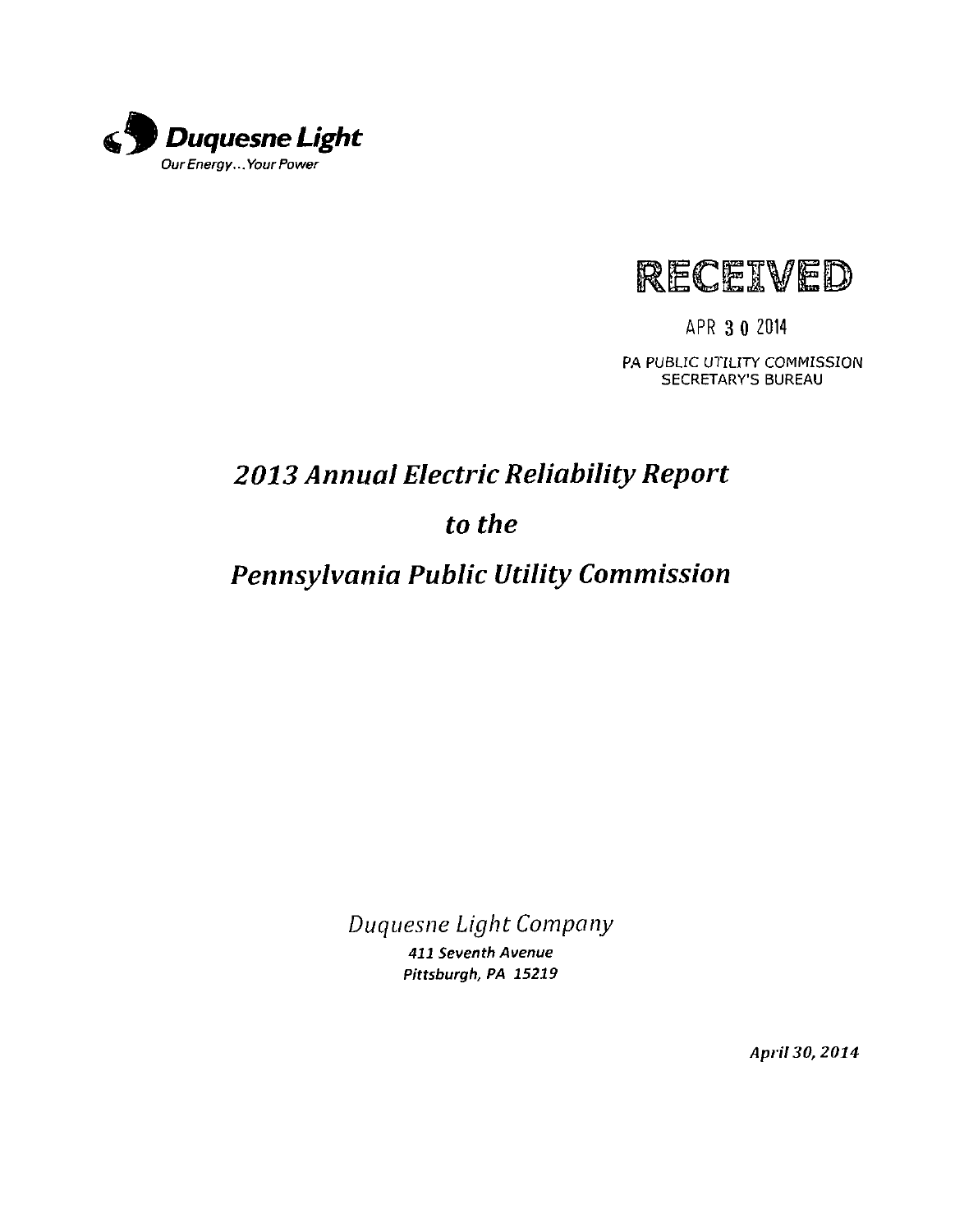**Duquesne Light**
*Our Energy...Your Power*

RECEIVED

APR 30 2014

PA PUBLIC UTILITY COMMISSION
SECRETARY'S BUREAU

# *2013 Annual Electric Reliability Report*
# *to the*
# *Pennsylvania Public Utility Commission*

*Duquesne Light Company*
***411 Seventh Avenue***
***Pittsburgh, PA 15219***

***April 30, 2014***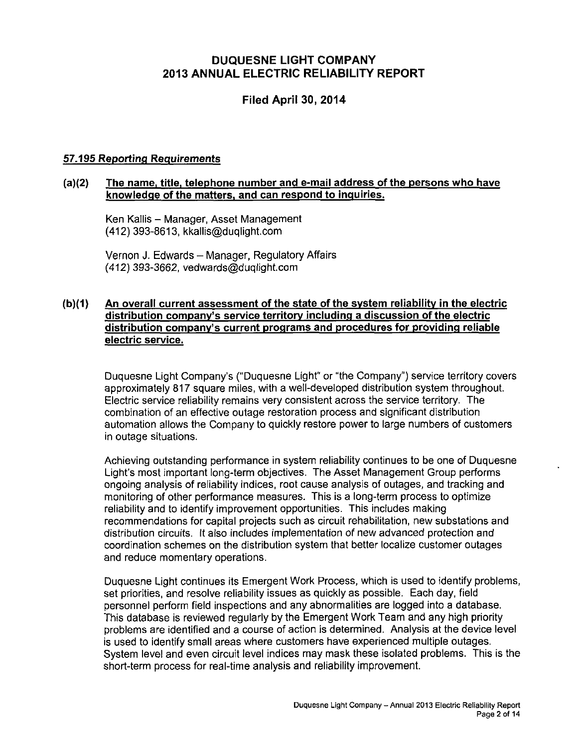# DUQUESNE LIGHT COMPANY
# 2013 ANNUAL ELECTRIC RELIABILITY REPORT

## Filed April 30, 2014

### *57.195 Reporting Requirements*

**(a)(2) The name, title, telephone number and e-mail address of the persons who have knowledge of the matters, and can respond to inquiries.**

Ken Kallis – Manager, Asset Management
(412) 393-8613, kkallis@duqlight.com

Vernon J. Edwards – Manager, Regulatory Affairs
(412) 393-3662, vedwards@duqlight.com

**(b)(1) An overall current assessment of the state of the system reliability in the electric distribution company's service territory including a discussion of the electric distribution company's current programs and procedures for providing reliable electric service.**

Duquesne Light Company's ("Duquesne Light" or "the Company") service territory covers approximately 817 square miles, with a well-developed distribution system throughout. Electric service reliability remains very consistent across the service territory. The combination of an effective outage restoration process and significant distribution automation allows the Company to quickly restore power to large numbers of customers in outage situations.

Achieving outstanding performance in system reliability continues to be one of Duquesne Light's most important long-term objectives. The Asset Management Group performs ongoing analysis of reliability indices, root cause analysis of outages, and tracking and monitoring of other performance measures. This is a long-term process to optimize reliability and to identify improvement opportunities. This includes making recommendations for capital projects such as circuit rehabilitation, new substations and distribution circuits. It also includes implementation of new advanced protection and coordination schemes on the distribution system that better localize customer outages and reduce momentary operations.

Duquesne Light continues its Emergent Work Process, which is used to identify problems, set priorities, and resolve reliability issues as quickly as possible. Each day, field personnel perform field inspections and any abnormalities are logged into a database. This database is reviewed regularly by the Emergent Work Team and any high priority problems are identified and a course of action is determined. Analysis at the device level is used to identify small areas where customers have experienced multiple outages. System level and even circuit level indices may mask these isolated problems. This is the short-term process for real-time analysis and reliability improvement.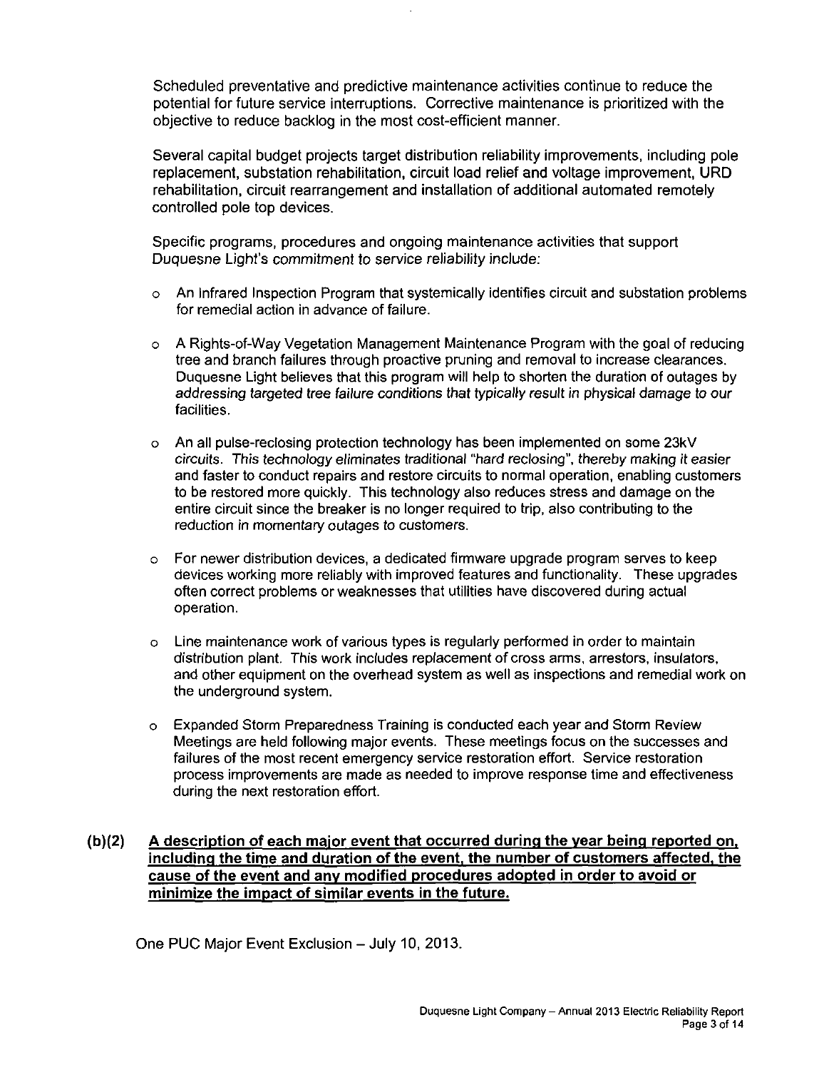Scheduled preventative and predictive maintenance activities continue to reduce the potential for future service interruptions. Corrective maintenance is prioritized with the objective to reduce backlog in the most cost-efficient manner.

Several capital budget projects target distribution reliability improvements, including pole replacement, substation rehabilitation, circuit load relief and voltage improvement, URD rehabilitation, circuit rearrangement and installation of additional automated remotely controlled pole top devices.

Specific programs, procedures and ongoing maintenance activities that support Duquesne Light's commitment to service reliability include:

- An Infrared Inspection Program that systemically identifies circuit and substation problems for remedial action in advance of failure.
- A Rights-of-Way Vegetation Management Maintenance Program with the goal of reducing tree and branch failures through proactive pruning and removal to increase clearances. Duquesne Light believes that this program will help to shorten the duration of outages by addressing targeted tree failure conditions that typically result in physical damage to our facilities.
- An all pulse-reclosing protection technology has been implemented on some 23kV circuits. This technology eliminates traditional "hard reclosing", thereby making it easier and faster to conduct repairs and restore circuits to normal operation, enabling customers to be restored more quickly. This technology also reduces stress and damage on the entire circuit since the breaker is no longer required to trip, also contributing to the reduction in momentary outages to customers.
- For newer distribution devices, a dedicated firmware upgrade program serves to keep devices working more reliably with improved features and functionality. These upgrades often correct problems or weaknesses that utilities have discovered during actual operation.
- Line maintenance work of various types is regularly performed in order to maintain distribution plant. This work includes replacement of cross arms, arrestors, insulators, and other equipment on the overhead system as well as inspections and remedial work on the underground system.
- Expanded Storm Preparedness Training is conducted each year and Storm Review Meetings are held following major events. These meetings focus on the successes and failures of the most recent emergency service restoration effort. Service restoration process improvements are made as needed to improve response time and effectiveness during the next restoration effort.

**(b)(2) A description of each major event that occurred during the year being reported on, including the time and duration of the event, the number of customers affected, the cause of the event and any modified procedures adopted in order to avoid or minimize the impact of similar events in the future.**

One PUC Major Event Exclusion – July 10, 2013.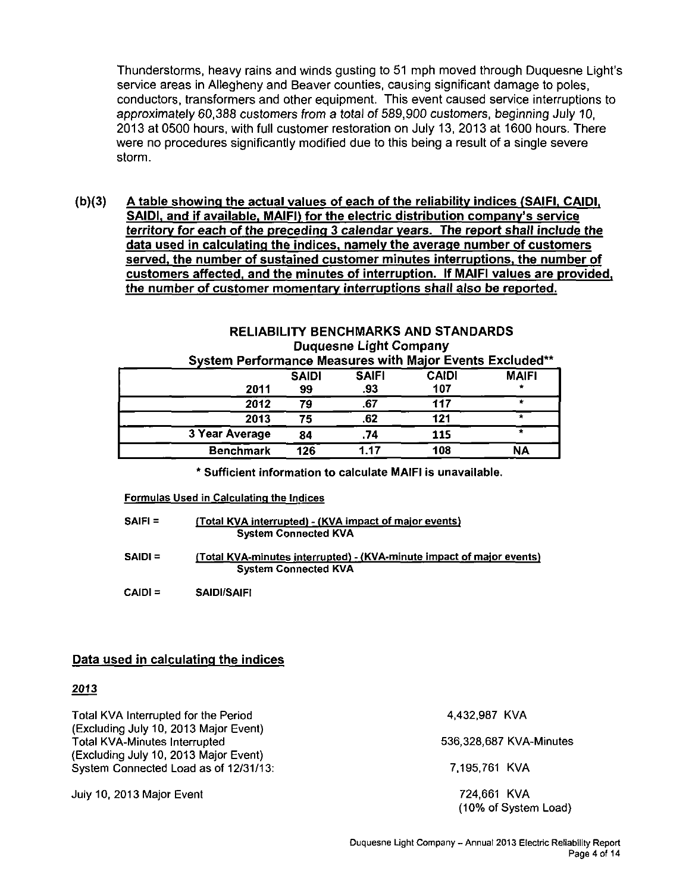Thunderstorms, heavy rains and winds gusting to 51 mph moved through Duquesne Light's service areas in Allegheny and Beaver counties, causing significant damage to poles, conductors, transformers and other equipment. This event caused service interruptions to *approximately 60,388 customers from a total of 589,900 customers, beginning July 10,* 2013 at 0500 hours, with full customer restoration on July 13, 2013 at 1600 hours. There were no procedures significantly modified due to this being a result of a single severe storm.

**(b)(3) <u>A table showing the actual values of each of the reliability indices (SAIFI, CAIDI, SAIDI, and if available, MAIFI) for the electric distribution company's service *territory for each of the preceding 3 calendar years. The report shall include the* data used in calculating the indices, namely the average number of customers served, the number of sustained customer minutes interruptions, the number of customers affected, and the minutes of interruption. If MAIFI values are provided, the number of customer momentary interruptions shall also be reported.</u>**

**RELIABILITY BENCHMARKS AND STANDARDS**
**Duquesne Light Company**
**System Performance Measures with Major Events Excluded****

| | SAIDI | SAIFI | CAIDI | MAIFI |
|---|---|---|---|---|
| 2011 | 99 | .93 | 107 | * |
| 2012 | 79 | .67 | 117 | * |
| 2013 | 75 | .62 | 121 | * |
| 3 Year Average | 84 | .74 | 115 | * |
| Benchmark | 126 | 1.17 | 108 | NA |

**\* Sufficient information to calculate MAIFI is unavailable.**

<u>Formulas Used in Calculating the Indices</u>

SAIFI = $\frac{\text{(Total KVA interrupted) - (KVA impact of major events)}}{\text{System Connected KVA}}$

SAIDI = $\frac{\text{(Total KVA-minutes interrupted) - (KVA-minute impact of major events)}}{\text{System Connected KVA}}$

CAIDI = SAIDI/SAIFI

## <u>Data used in calculating the indices</u>

### *<u>2013</u>*

| | |
|---|---|
| Total KVA Interrupted for the Period (Excluding July 10, 2013 Major Event) | 4,432,987 KVA |
| Total KVA-Minutes Interrupted (Excluding July 10, 2013 Major Event) | 536,328,687 KVA-Minutes |
| System Connected Load as of 12/31/13: | 7,195,761 KVA |
| July 10, 2013 Major Event | 724,661 KVA (10% of System Load) |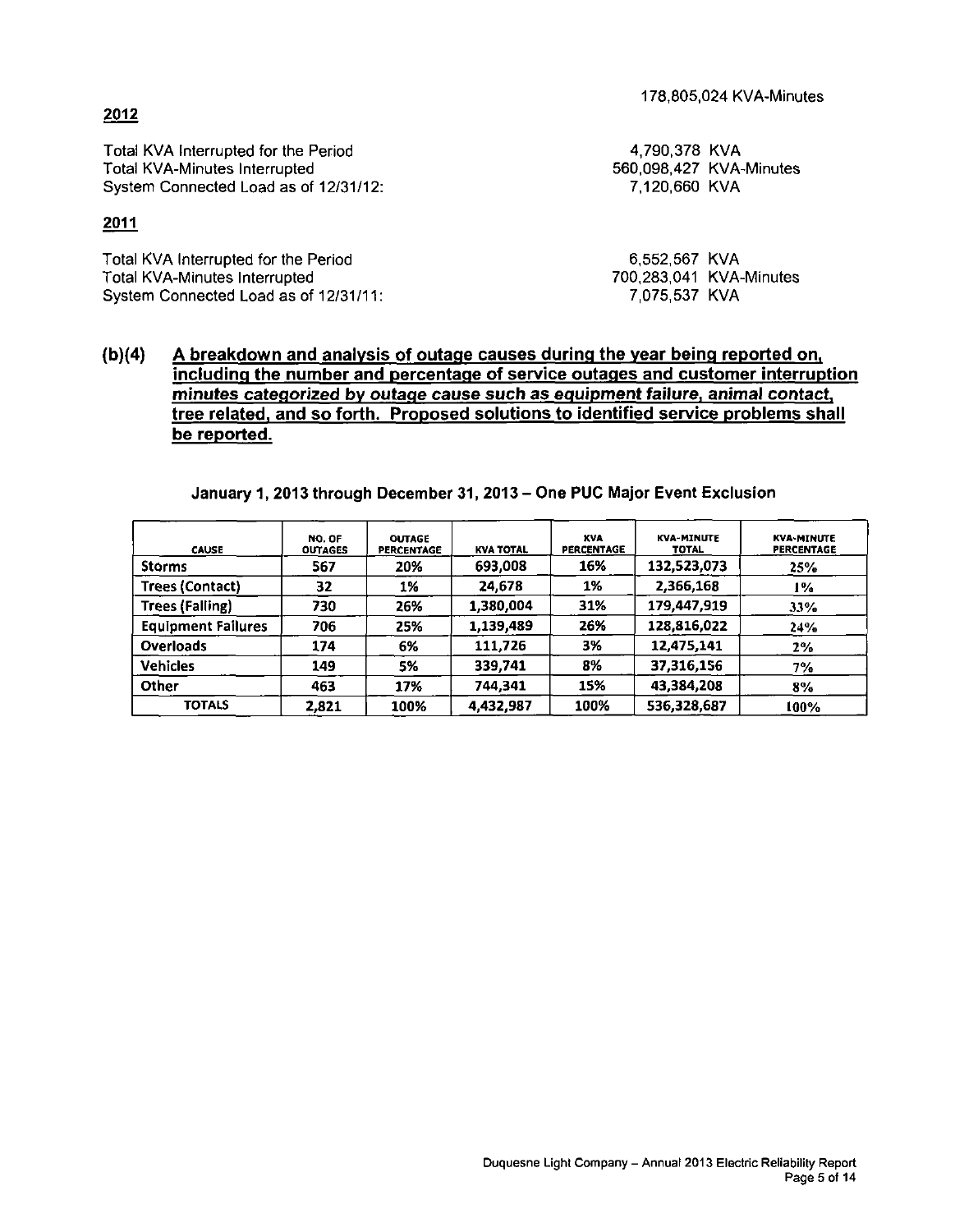178,805,024 KVA-Minutes

**2012**

| | |
|---|---|
| Total KVA Interrupted for the Period | 4,790,378 KVA |
| Total KVA-Minutes Interrupted | 560,098,427 KVA-Minutes |
| System Connected Load as of 12/31/12: | 7,120,660 KVA |

**2011**

| | |
|---|---|
| Total KVA Interrupted for the Period | 6,552,567 KVA |
| Total KVA-Minutes Interrupted | 700,283,041 KVA-Minutes |
| System Connected Load as of 12/31/11: | 7,075,537 KVA |

**(b)(4) A breakdown and analysis of outage causes during the year being reported on, including the number and percentage of service outages and customer interruption minutes categorized by outage cause such as equipment failure, animal contact, tree related, and so forth. Proposed solutions to identified service problems shall be reported.**

**January 1, 2013 through December 31, 2013 – One PUC Major Event Exclusion**

| CAUSE | NO. OF OUTAGES | OUTAGE PERCENTAGE | KVA TOTAL | KVA PERCENTAGE | KVA-MINUTE TOTAL | KVA-MINUTE PERCENTAGE |
|---|---|---|---|---|---|---|
| Storms | 567 | 20% | 693,008 | 16% | 132,523,073 | 25% |
| Trees (Contact) | 32 | 1% | 24,678 | 1% | 2,366,168 | 1% |
| Trees (Falling) | 730 | 26% | 1,380,004 | 31% | 179,447,919 | 33% |
| Equipment Failures | 706 | 25% | 1,139,489 | 26% | 128,816,022 | 24% |
| Overloads | 174 | 6% | 111,726 | 3% | 12,475,141 | 2% |
| Vehicles | 149 | 5% | 339,741 | 8% | 37,316,156 | 7% |
| Other | 463 | 17% | 744,341 | 15% | 43,384,208 | 8% |
| TOTALS | 2,821 | 100% | 4,432,987 | 100% | 536,328,687 | 100% |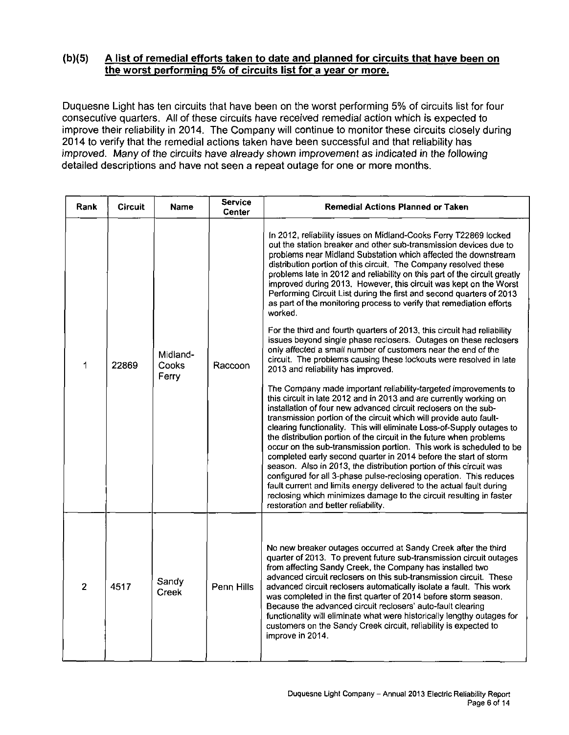## (b)(5) A list of remedial efforts taken to date and planned for circuits that have been on the worst performing 5% of circuits list for a year or more.

Duquesne Light has ten circuits that have been on the worst performing 5% of circuits list for four consecutive quarters. All of these circuits have received remedial action which is expected to improve their reliability in 2014. The Company will continue to monitor these circuits closely during 2014 to verify that the remedial actions taken have been successful and that reliability has improved. *Many of the circuits have already shown improvement as indicated in the following* detailed descriptions and have not seen a repeat outage for one or more months.

| Rank | Circuit | Name | Service Center | Remedial Actions Planned or Taken |
|---|---|---|---|---|
| 1 | 22869 | Midland-Cooks Ferry | Raccoon | In 2012, reliability issues on Midland-Cooks Ferry T22869 locked out the station breaker and other sub-transmission devices due to problems near Midland Substation which affected the downstream distribution portion of this circuit. The Company resolved these problems late in 2012 and reliability on this part of the circuit greatly improved during 2013. However, this circuit was kept on the Worst Performing Circuit List during the first and second quarters of 2013 as part of the monitoring process to verify that remediation efforts worked.<br><br>For the third and fourth quarters of 2013, this circuit had reliability issues beyond single phase reclosers. Outages on these reclosers only affected a small number of customers near the end of the circuit. The problems causing these lockouts were resolved in late 2013 and reliability has improved.<br><br>The Company made important reliability-targeted improvements to this circuit in late 2012 and in 2013 and are currently working on installation of four new advanced circuit reclosers on the sub-transmission portion of the circuit which will provide auto fault-clearing functionality. This will eliminate Loss-of-Supply outages to the distribution portion of the circuit in the future when problems occur on the sub-transmission portion. This work is scheduled to be completed early second quarter in 2014 before the start of storm season. Also in 2013, the distribution portion of this circuit was configured for all 3-phase pulse-reclosing operation. This reduces fault current and limits energy delivered to the actual fault during reclosing which minimizes damage to the circuit resulting in faster restoration and better reliability. |
| 2 | 4517 | Sandy Creek | Penn Hills | No new breaker outages occurred at Sandy Creek after the third quarter of 2013. To prevent future sub-transmission circuit outages from affecting Sandy Creek, the Company has installed two advanced circuit reclosers on this sub-transmission circuit. These advanced circuit reclosers automatically isolate a fault. This work was completed in the first quarter of 2014 before storm season. Because the advanced circuit reclosers' auto-fault clearing functionality will eliminate what were historically lengthy outages for customers on the Sandy Creek circuit, reliability is expected to improve in 2014. |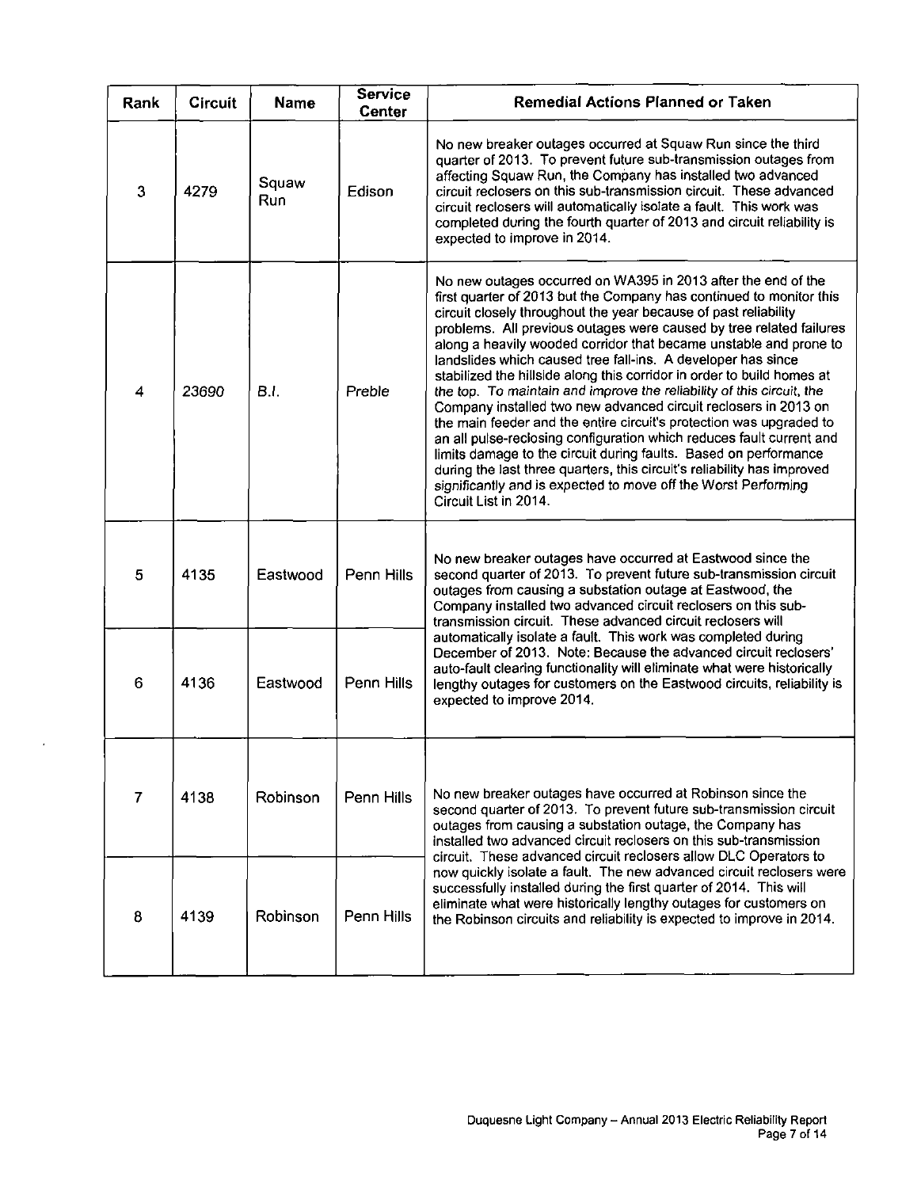| Rank | Circuit | Name | Service Center | Remedial Actions Planned or Taken |
|---|---|---|---|---|
| 3 | 4279 | Squaw Run | Edison | No new breaker outages occurred at Squaw Run since the third quarter of 2013. To prevent future sub-transmission outages from affecting Squaw Run, the Company has installed two advanced circuit reclosers on this sub-transmission circuit. These advanced circuit reclosers will automatically isolate a fault. This work was completed during the fourth quarter of 2013 and circuit reliability is expected to improve in 2014. |
| 4 | 23690 | B.I. | Preble | No new outages occurred on WA395 in 2013 after the end of the first quarter of 2013 but the Company has continued to monitor this circuit closely throughout the year because of past reliability problems. All previous outages were caused by tree related failures along a heavily wooded corridor that became unstable and prone to landslides which caused tree fall-ins. A developer has since stabilized the hillside along this corridor in order to build homes at the top. To maintain and improve the reliability of this circuit, the Company installed two new advanced circuit reclosers in 2013 on the main feeder and the entire circuit's protection was upgraded to an all pulse-reclosing configuration which reduces fault current and limits damage to the circuit during faults. Based on performance during the last three quarters, this circuit's reliability has improved significantly and is expected to move off the Worst Performing Circuit List in 2014. |
| 5 | 4135 | Eastwood | Penn Hills | No new breaker outages have occurred at Eastwood since the second quarter of 2013. To prevent future sub-transmission circuit outages from causing a substation outage at Eastwood, the Company installed two advanced circuit reclosers on this sub-transmission circuit. These advanced circuit reclosers will automatically isolate a fault. This work was completed during December of 2013. Note: Because the advanced circuit reclosers' auto-fault clearing functionality will eliminate what were historically lengthy outages for customers on the Eastwood circuits, reliability is expected to improve 2014. |
| 6 | 4136 | Eastwood | Penn Hills | |
| 7 | 4138 | Robinson | Penn Hills | No new breaker outages have occurred at Robinson since the second quarter of 2013. To prevent future sub-transmission circuit outages from causing a substation outage, the Company has installed two advanced circuit reclosers on this sub-transmission circuit. These advanced circuit reclosers allow DLC Operators to now quickly isolate a fault. The new advanced circuit reclosers were successfully installed during the first quarter of 2014. This will eliminate what were historically lengthy outages for customers on the Robinson circuits and reliability is expected to improve in 2014. |
| 8 | 4139 | Robinson | Penn Hills | |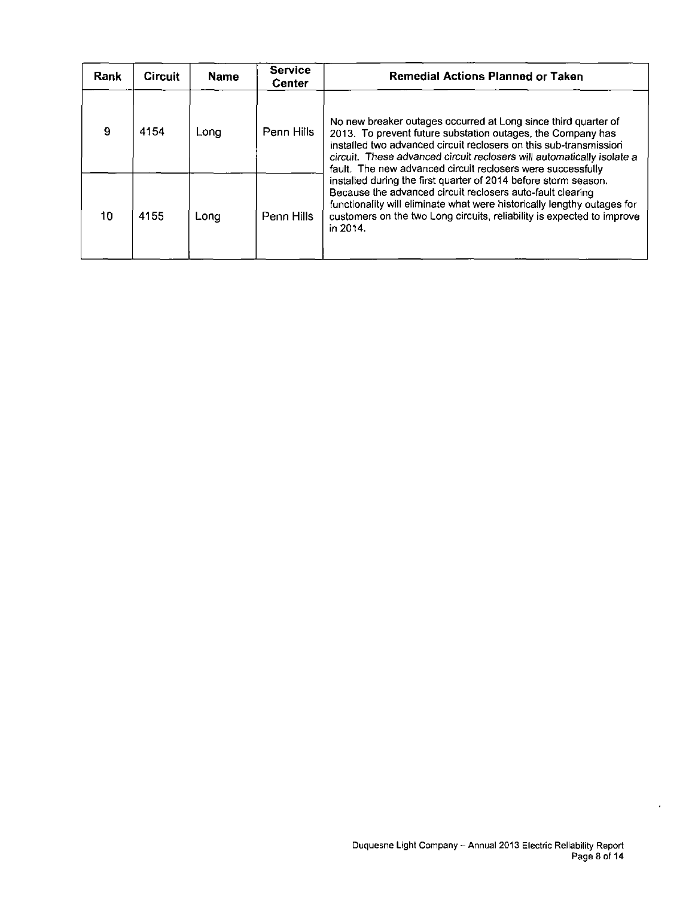| Rank | Circuit | Name | Service Center | Remedial Actions Planned or Taken |
|---|---|---|---|---|
| 9 | 4154 | Long | Penn Hills | No new breaker outages occurred at Long since third quarter of 2013. To prevent future substation outages, the Company has installed two advanced circuit reclosers on this sub-transmission circuit. *These advanced circuit reclosers will automatically isolate a* fault. The new advanced circuit reclosers were successfully installed during the first quarter of 2014 before storm season. Because the advanced circuit reclosers auto-fault clearing functionality will eliminate what were historically lengthy outages for customers on the two Long circuits, reliability is expected to improve in 2014. |
| 10 | 4155 | Long | Penn Hills | |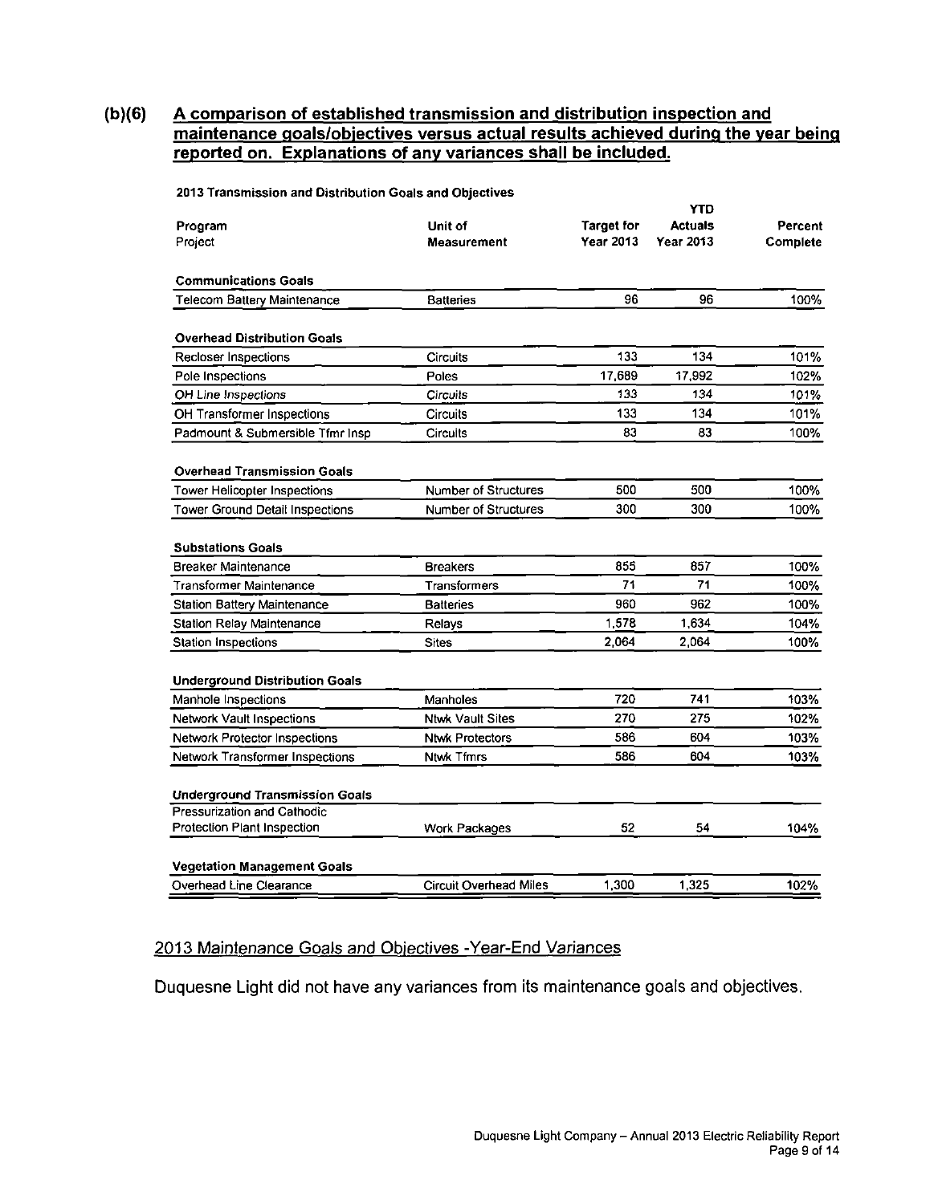## (b)(6) A comparison of established transmission and distribution inspection and maintenance goals/objectives versus actual results achieved during the year being reported on. Explanations of any variances shall be included.

**2013 Transmission and Distribution Goals and Objectives**

| Program<br>Project | Unit of Measurement | Target for Year 2013 | YTD Actuals Year 2013 | Percent Complete |
|---|---|---|---|---|
| **Communications Goals** | | | | |
| Telecom Battery Maintenance | Batteries | 96 | 96 | 100% |
| **Overhead Distribution Goals** | | | | |
| Recloser Inspections | Circuits | 133 | 134 | 101% |
| Pole Inspections | Poles | 17,689 | 17,992 | 102% |
| *OH Line Inspections* | *Circuits* | 133 | 134 | 101% |
| OH Transformer Inspections | Circuits | 133 | 134 | 101% |
| Padmount & Submersible Tfmr Insp | Circuits | 83 | 83 | 100% |
| **Overhead Transmission Goals** | | | | |
| Tower Helicopter Inspections | Number of Structures | 500 | 500 | 100% |
| Tower Ground Detail Inspections | Number of Structures | 300 | 300 | 100% |
| **Substations Goals** | | | | |
| Breaker Maintenance | Breakers | 855 | 857 | 100% |
| Transformer Maintenance | Transformers | 71 | 71 | 100% |
| Station Battery Maintenance | Batteries | 960 | 962 | 100% |
| Station Relay Maintenance | Relays | 1,578 | 1,634 | 104% |
| Station Inspections | Sites | 2,064 | 2,064 | 100% |
| **Underground Distribution Goals** | | | | |
| Manhole Inspections | Manholes | 720 | 741 | 103% |
| Network Vault Inspections | Ntwk Vault Sites | 270 | 275 | 102% |
| Network Protector Inspections | Ntwk Protectors | 586 | 604 | 103% |
| Network Transformer Inspections | Ntwk Tfmrs | 586 | 604 | 103% |
| **Underground Transmission Goals** | | | | |
| Pressurization and Cathodic Protection Plant Inspection | Work Packages | 52 | 54 | 104% |
| **Vegetation Management Goals** | | | | |
| Overhead Line Clearance | Circuit Overhead Miles | 1,300 | 1,325 | 102% |

### 2013 Maintenance Goals and Objectives -Year-End Variances

Duquesne Light did not have any variances from its maintenance goals and objectives.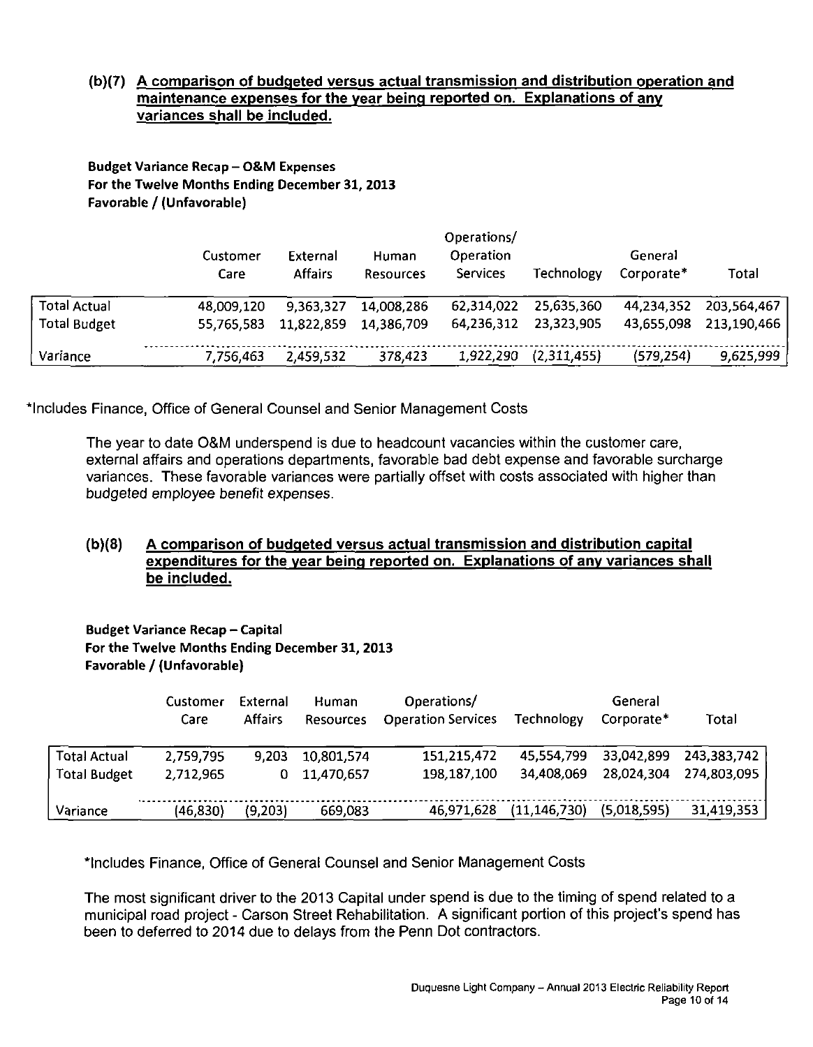### (b)(7) A comparison of budgeted versus actual transmission and distribution operation and maintenance expenses for the year being reported on. Explanations of any variances shall be included.

**Budget Variance Recap – O&M Expenses**
**For the Twelve Months Ending December 31, 2013**
**Favorable / (Unfavorable)**

| | Customer Care | External Affairs | Human Resources | Operations/ Operation Services | Technology | General Corporate* | Total |
|---|---|---|---|---|---|---|---|
| Total Actual | 48,009,120 | 9,363,327 | 14,008,286 | 62,314,022 | 25,635,360 | 44,234,352 | 203,564,467 |
| Total Budget | 55,765,583 | 11,822,859 | 14,386,709 | 64,236,312 | 23,323,905 | 43,655,098 | 213,190,466 |
| Variance | 7,756,463 | 2,459,532 | 378,423 | 1,922,290 | (2,311,455) | (579,254) | 9,625,999 |

*Includes Finance, Office of General Counsel and Senior Management Costs

The year to date O&M underspend is due to headcount vacancies within the customer care, external affairs and operations departments, favorable bad debt expense and favorable surcharge variances. These favorable variances were partially offset with costs associated with higher than budgeted employee benefit expenses.

### (b)(8) A comparison of budgeted versus actual transmission and distribution capital expenditures for the year being reported on. Explanations of any variances shall be included.

**Budget Variance Recap – Capital**
**For the Twelve Months Ending December 31, 2013**
**Favorable / (Unfavorable)**

| | Customer Care | External Affairs | Human Resources | Operations/ Operation Services | Technology | General Corporate* | Total |
|---|---|---|---|---|---|---|---|
| Total Actual | 2,759,795 | 9,203 | 10,801,574 | 151,215,472 | 45,554,799 | 33,042,899 | 243,383,742 |
| Total Budget | 2,712,965 | 0 | 11,470,657 | 198,187,100 | 34,408,069 | 28,024,304 | 274,803,095 |
| Variance | (46,830) | (9,203) | 669,083 | 46,971,628 | (11,146,730) | (5,018,595) | 31,419,353 |

*Includes Finance, Office of General Counsel and Senior Management Costs

The most significant driver to the 2013 Capital under spend is due to the timing of spend related to a municipal road project - Carson Street Rehabilitation. A significant portion of this project's spend has been to deferred to 2014 due to delays from the Penn Dot contractors.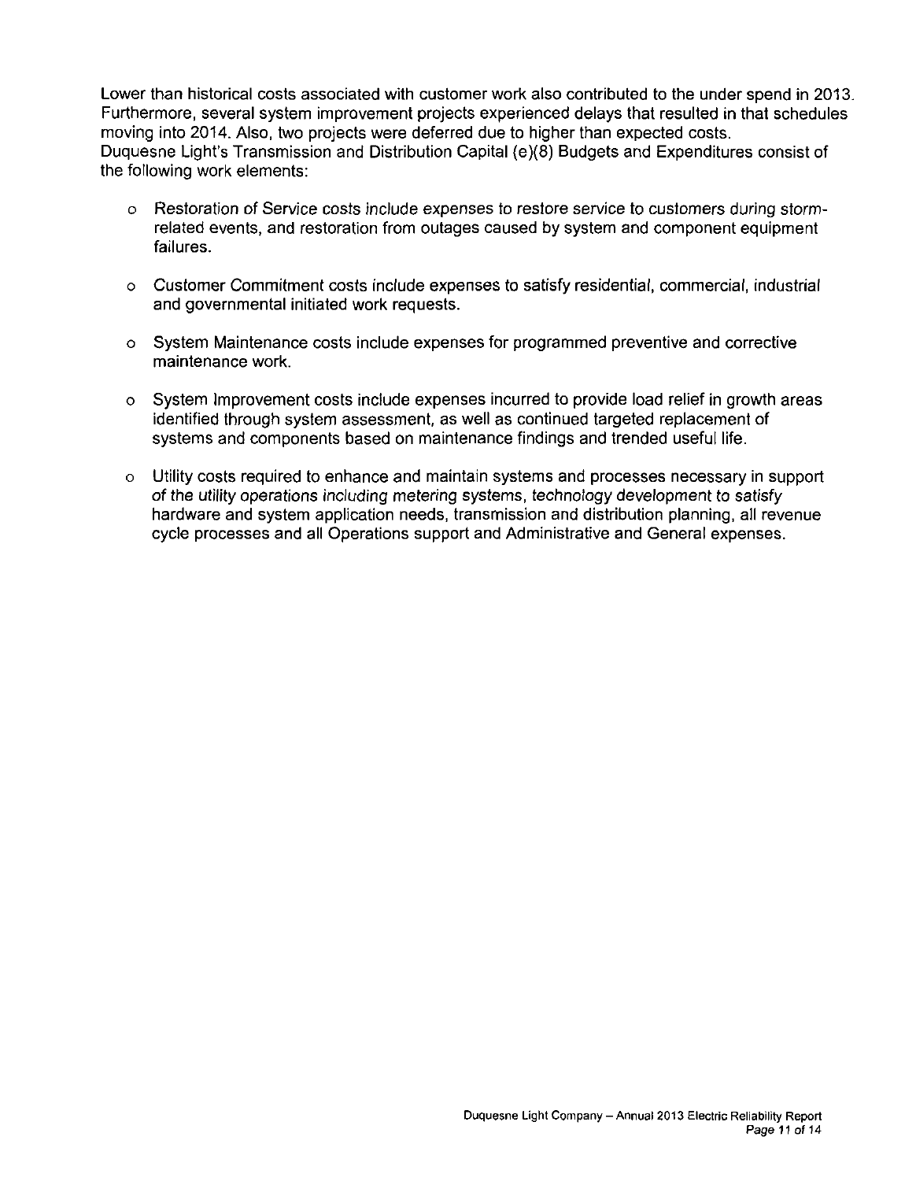Lower than historical costs associated with customer work also contributed to the under spend in 2013. Furthermore, several system improvement projects experienced delays that resulted in that schedules moving into 2014. Also, two projects were deferred due to higher than expected costs.
Duquesne Light's Transmission and Distribution Capital (e)(8) Budgets and Expenditures consist of the following work elements:

- Restoration of Service costs include expenses to restore service to customers during storm-related events, and restoration from outages caused by system and component equipment failures.

- Customer Commitment costs include expenses to satisfy residential, commercial, industrial and governmental initiated work requests.

- System Maintenance costs include expenses for programmed preventive and corrective maintenance work.

- System Improvement costs include expenses incurred to provide load relief in growth areas identified through system assessment, as well as continued targeted replacement of systems and components based on maintenance findings and trended useful life.

- Utility costs required to enhance and maintain systems and processes necessary in support of the utility operations including metering systems, technology development to satisfy hardware and system application needs, transmission and distribution planning, all revenue cycle processes and all Operations support and Administrative and General expenses.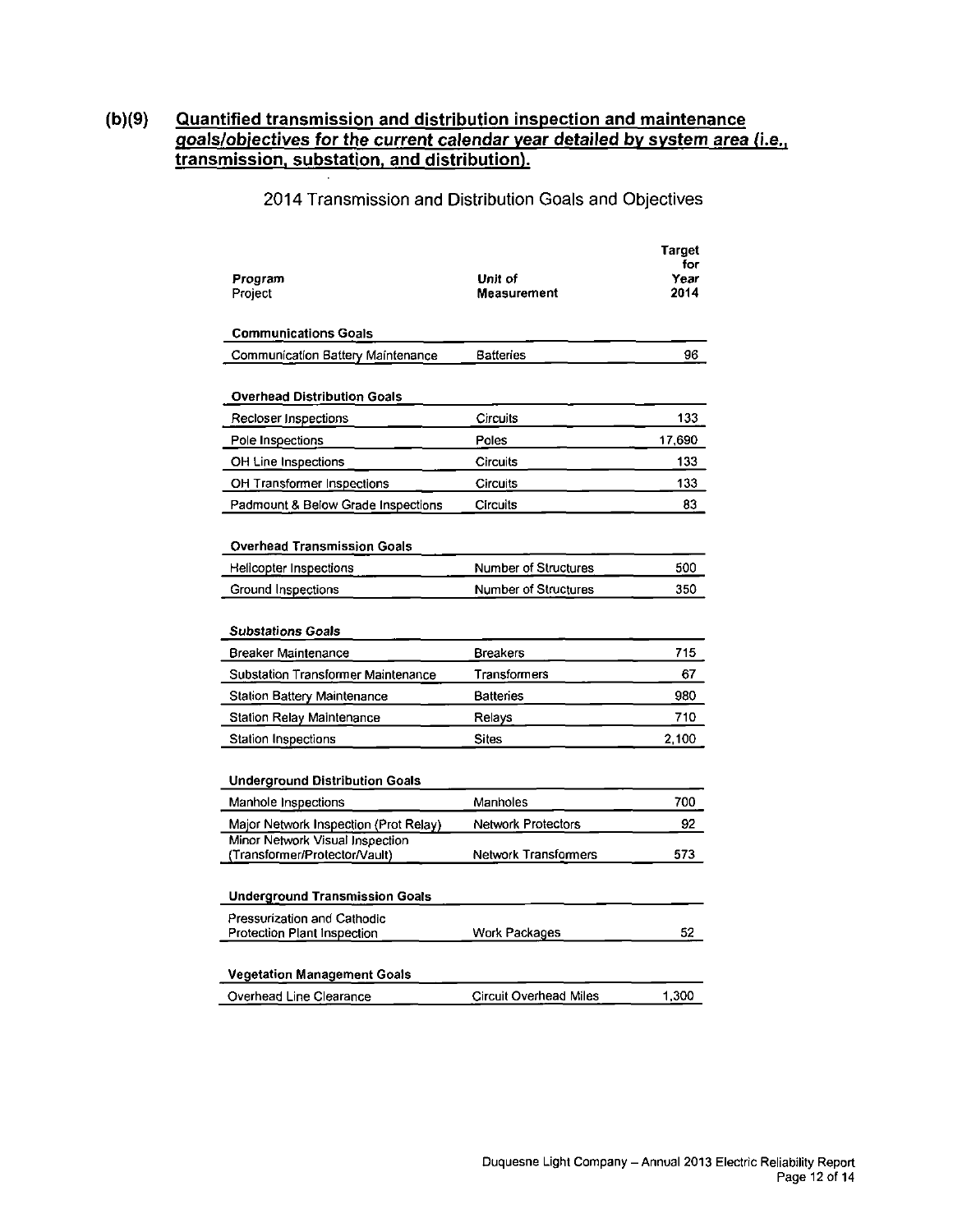## (b)(9) Quantified transmission and distribution inspection and maintenance goals/objectives for the current calendar year detailed by system area (i.e., transmission, substation, and distribution).

2014 Transmission and Distribution Goals and Objectives

| **Program** Project | **Unit of Measurement** | **Target for Year 2014** |
|---|---|---|
| **Communications Goals** | | |
| Communication Battery Maintenance | Batteries | 96 |
| **Overhead Distribution Goals** | | |
| Recloser Inspections | Circuits | 133 |
| Pole Inspections | Poles | 17,690 |
| OH Line Inspections | Circuits | 133 |
| OH Transformer Inspections | Circuits | 133 |
| Padmount & Below Grade Inspections | Circuits | 83 |
| **Overhead Transmission Goals** | | |
| Helicopter Inspections | Number of Structures | 500 |
| Ground Inspections | Number of Structures | 350 |
| ***Substations Goals*** | | |
| Breaker Maintenance | Breakers | 715 |
| Substation Transformer Maintenance | Transformers | 67 |
| Station Battery Maintenance | Batteries | 980 |
| Station Relay Maintenance | Relays | 710 |
| Station Inspections | Sites | 2,100 |
| **Underground Distribution Goals** | | |
| Manhole Inspections | Manholes | 700 |
| Major Network Inspection (Prot Relay) | Network Protectors | 92 |
| Minor Network Visual Inspection (Transformer/Protector/Vault) | Network Transformers | 573 |
| **Underground Transmission Goals** | | |
| Pressurization and Cathodic Protection Plant Inspection | Work Packages | 52 |
| **Vegetation Management Goals** | | |
| Overhead Line Clearance | Circuit Overhead Miles | 1,300 |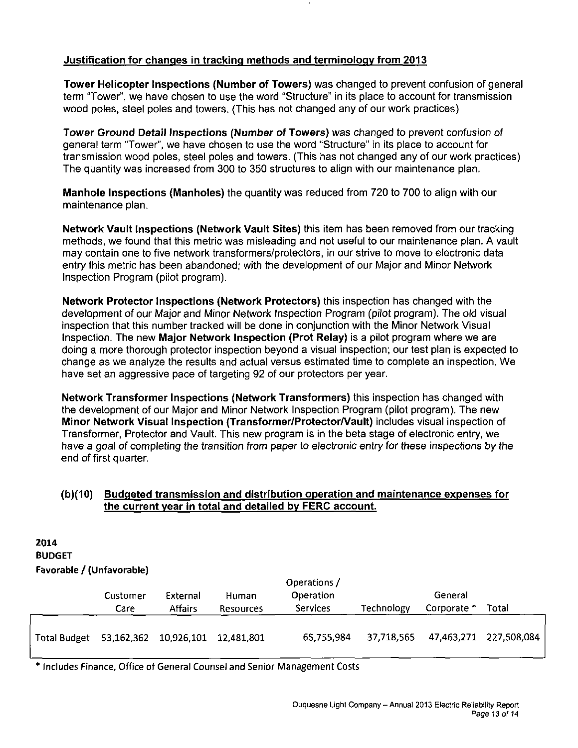## Justification for changes in tracking methods and terminology from 2013

**Tower Helicopter Inspections (Number of Towers)** was changed to prevent confusion of general term "Tower", we have chosen to use the word "Structure" in its place to account for transmission wood poles, steel poles and towers. (This has not changed any of our work practices)

**Tower Ground Detail Inspections (Number of Towers)** was changed to prevent confusion of general term "Tower", we have chosen to use the word "Structure" in its place to account for transmission wood poles, steel poles and towers. (This has not changed any of our work practices) The quantity was increased from 300 to 350 structures to align with our maintenance plan.

**Manhole Inspections (Manholes)** the quantity was reduced from 720 to 700 to align with our maintenance plan.

**Network Vault Inspections (Network Vault Sites)** this item has been removed from our tracking methods, we found that this metric was misleading and not useful to our maintenance plan. A vault may contain one to five network transformers/protectors, in our strive to move to electronic data entry this metric has been abandoned; with the development of our Major and Minor Network Inspection Program (pilot program).

**Network Protector Inspections (Network Protectors)** this inspection has changed with the development of our Major and Minor Network Inspection Program (pilot program). The old visual inspection that this number tracked will be done in conjunction with the Minor Network Visual Inspection. The new **Major Network Inspection (Prot Relay)** is a pilot program where we are doing a more thorough protector inspection beyond a visual inspection; our test plan is expected to change as we analyze the results and actual versus estimated time to complete an inspection. We have set an aggressive pace of targeting 92 of our protectors per year.

**Network Transformer Inspections (Network Transformers)** this inspection has changed with the development of our Major and Minor Network Inspection Program (pilot program). The new **Minor Network Visual Inspection (Transformer/Protector/Vault)** includes visual inspection of Transformer, Protector and Vault. This new program is in the beta stage of electronic entry, we have a goal of completing the transition from paper to electronic entry for these inspections by the end of first quarter.

## (b)(10) Budgeted transmission and distribution operation and maintenance expenses for the current year in total and detailed by FERC account.

**2014**
**BUDGET**
**Favorable / (Unfavorable)**

| | Customer Care | External Affairs | Human Resources | Operations / Operation Services | Technology | General Corporate * | Total |
|---|---|---|---|---|---|---|---|
| Total Budget | 53,162,362 | 10,926,101 | 12,481,801 | 65,755,984 | 37,718,565 | 47,463,271 | 227,508,084 |

* Includes Finance, Office of General Counsel and Senior Management Costs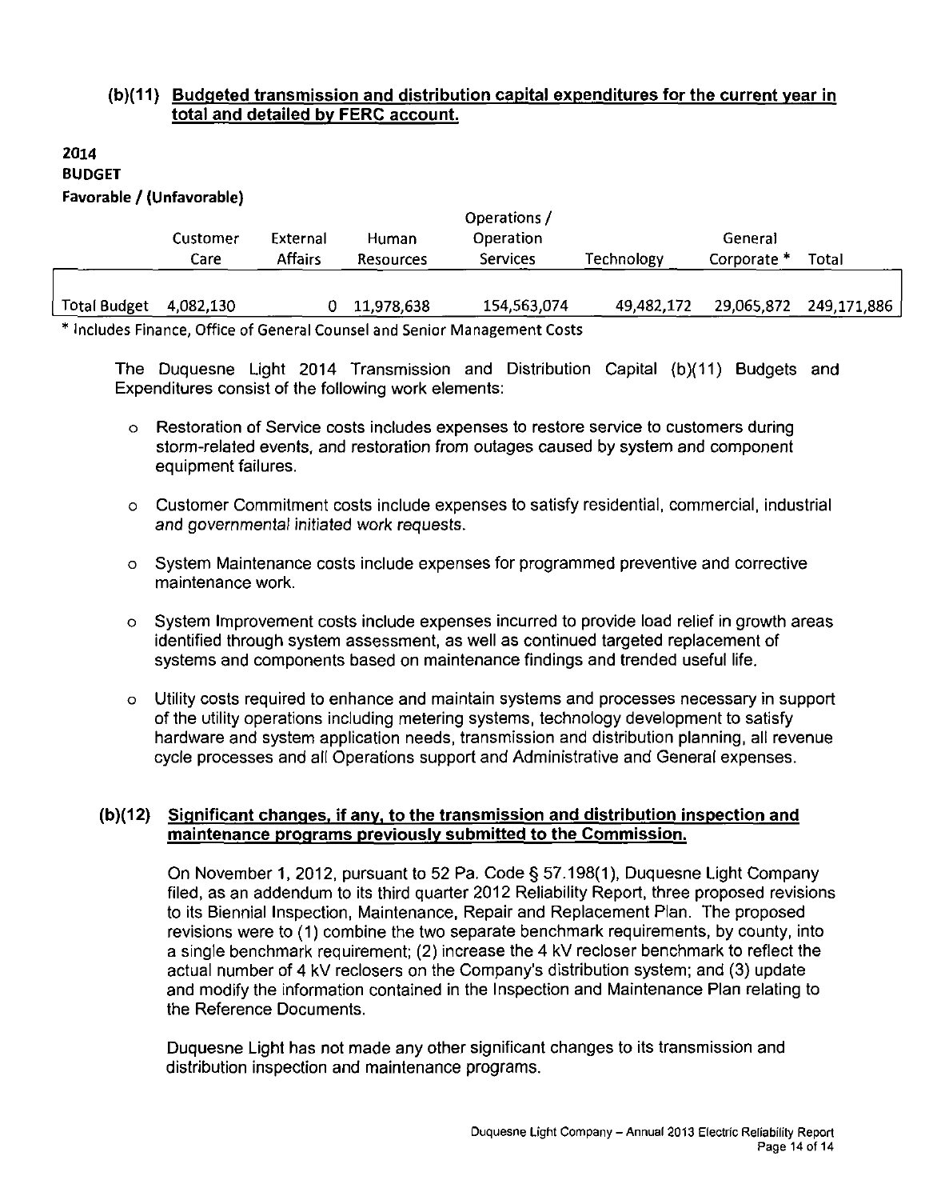## (b)(11) Budgeted transmission and distribution capital expenditures for the current year in total and detailed by FERC account.

**2014**
**BUDGET**
**Favorable / (Unfavorable)**

| | Customer Care | External Affairs | Human Resources | Operations / Operation Services | Technology | General Corporate * | Total |
|---|---|---|---|---|---|---|---|
| Total Budget | 4,082,130 | 0 | 11,978,638 | 154,563,074 | 49,482,172 | 29,065,872 | 249,171,886 |

\* Includes Finance, Office of General Counsel and Senior Management Costs

The Duquesne Light 2014 Transmission and Distribution Capital (b)(11) Budgets and Expenditures consist of the following work elements:

- Restoration of Service costs includes expenses to restore service to customers during storm-related events, and restoration from outages caused by system and component equipment failures.
- Customer Commitment costs include expenses to satisfy residential, commercial, industrial and governmental initiated work requests.
- System Maintenance costs include expenses for programmed preventive and corrective maintenance work.
- System Improvement costs include expenses incurred to provide load relief in growth areas identified through system assessment, as well as continued targeted replacement of systems and components based on maintenance findings and trended useful life.
- Utility costs required to enhance and maintain systems and processes necessary in support of the utility operations including metering systems, technology development to satisfy hardware and system application needs, transmission and distribution planning, all revenue cycle processes and all Operations support and Administrative and General expenses.

## (b)(12) Significant changes, if any, to the transmission and distribution inspection and maintenance programs previously submitted to the Commission.

On November 1, 2012, pursuant to 52 Pa. Code § 57.198(1), Duquesne Light Company filed, as an addendum to its third quarter 2012 Reliability Report, three proposed revisions to its Biennial Inspection, Maintenance, Repair and Replacement Plan. The proposed revisions were to (1) combine the two separate benchmark requirements, by county, into a single benchmark requirement; (2) increase the 4 kV recloser benchmark to reflect the actual number of 4 kV reclosers on the Company's distribution system; and (3) update and modify the information contained in the Inspection and Maintenance Plan relating to the Reference Documents.

Duquesne Light has not made any other significant changes to its transmission and distribution inspection and maintenance programs.